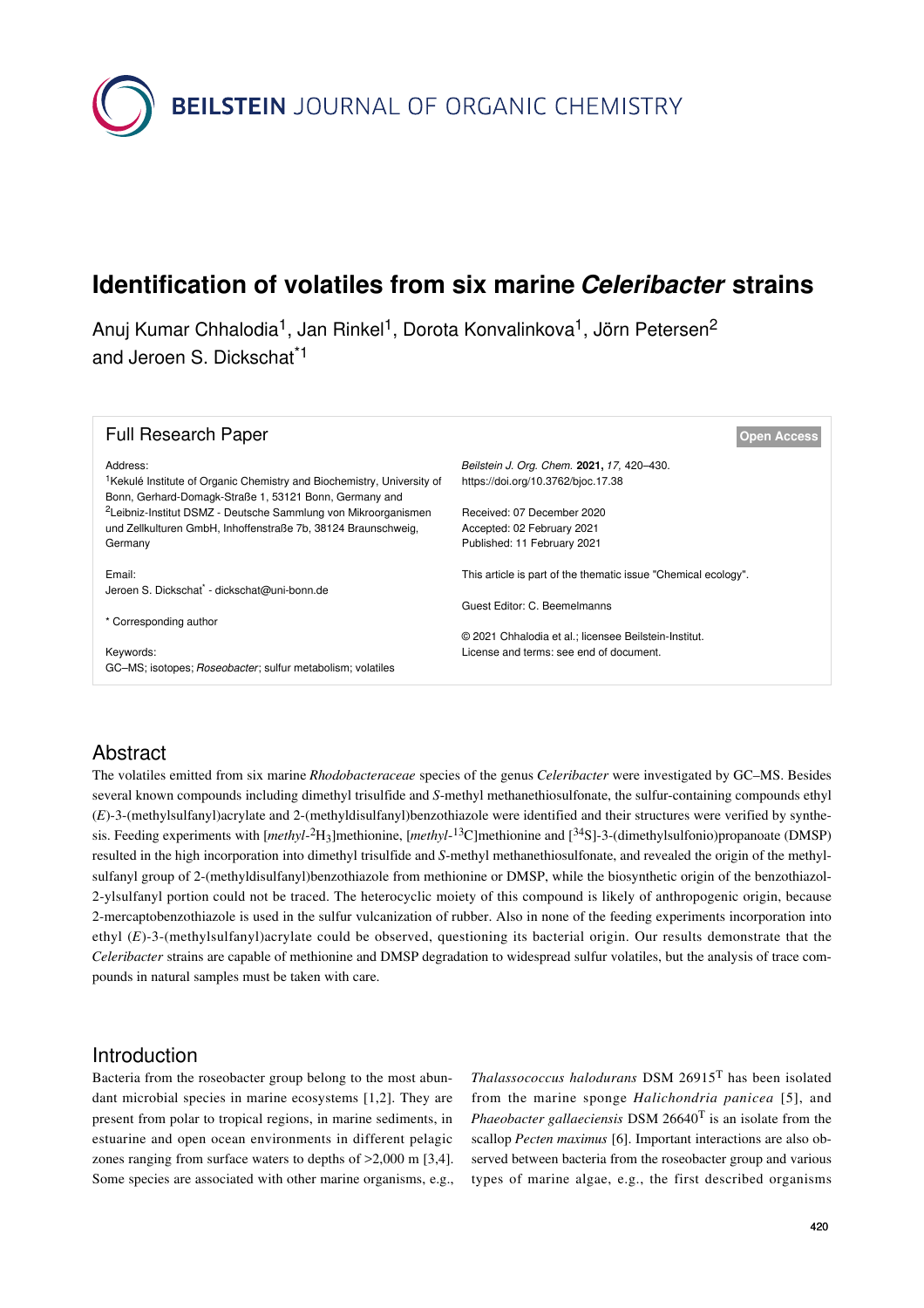BEILSTEIN JOURNAL OF ORGANIC CHEMISTRY

# Identification of volatiles from six marine *Celeribacter* strains

Anuj Kumar Chhalodia[1], Jan Rinkel[1], Dorota Konvalinkova[1], Jörn Petersen[2] and Jeroen S. Dickschat*[1]

**Full Research Paper** — Open Access

Address:
[1]Kekulé Institute of Organic Chemistry and Biochemistry, University of Bonn, Gerhard-Domagk-Straße 1, 53121 Bonn, Germany and [2]Leibniz-Institut DSMZ - Deutsche Sammlung von Mikroorganismen und Zellkulturen GmbH, Inhoffenstraße 7b, 38124 Braunschweig, Germany

Email:
Jeroen S. Dickschat* - dickschat@uni-bonn.de

\* Corresponding author

Keywords:
GC–MS; isotopes; *Roseobacter*; sulfur metabolism; volatiles

*Beilstein J. Org. Chem.* **2021,** *17,* 420–430.
https://doi.org/10.3762/bjoc.17.38

Received: 07 December 2020
Accepted: 02 February 2021
Published: 11 February 2021

This article is part of the thematic issue "Chemical ecology".

Guest Editor: C. Beemelmanns

© 2021 Chhalodia et al.; licensee Beilstein-Institut.
License and terms: see end of document.

## Abstract

The volatiles emitted from six marine *Rhodobacteraceae* species of the genus *Celeribacter* were investigated by GC–MS. Besides several known compounds including dimethyl trisulfide and *S*-methyl methanethiosulfonate, the sulfur-containing compounds ethyl (*E*)-3-(methylsulfanyl)acrylate and 2-(methyldisulfanyl)benzothiazole were identified and their structures were verified by synthesis. Feeding experiments with [*methyl*-$^{2}H_{3}$]methionine, [*methyl*-$^{13}$C]methionine and [$^{34}$S]-3-(dimethylsulfonio)propanoate (DMSP) resulted in the high incorporation into dimethyl trisulfide and *S*-methyl methanethiosulfonate, and revealed the origin of the methylsulfanyl group of 2-(methyldisulfanyl)benzothiazole from methionine or DMSP, while the biosynthetic origin of the benzothiazol-2-ylsulfanyl portion could not be traced. The heterocyclic moiety of this compound is likely of anthropogenic origin, because 2-mercaptobenzothiazole is used in the sulfur vulcanization of rubber. Also in none of the feeding experiments incorporation into ethyl (*E*)-3-(methylsulfanyl)acrylate could be observed, questioning its bacterial origin. Our results demonstrate that the *Celeribacter* strains are capable of methionine and DMSP degradation to widespread sulfur volatiles, but the analysis of trace compounds in natural samples must be taken with care.

## Introduction

Bacteria from the roseobacter group belong to the most abundant microbial species in marine ecosystems [1,2]. They are present from polar to tropical regions, in marine sediments, in estuarine and open ocean environments in different pelagic zones ranging from surface waters to depths of >2,000 m [3,4]. Some species are associated with other marine organisms, e.g., *Thalassococcus halodurans* DSM 26915$^{T}$ has been isolated from the marine sponge *Halichondria panicea* [5], and *Phaeobacter gallaeciensis* DSM 26640$^{T}$ is an isolate from the scallop *Pecten maximus* [6]. Important interactions are also observed between bacteria from the roseobacter group and various types of marine algae, e.g., the first described organisms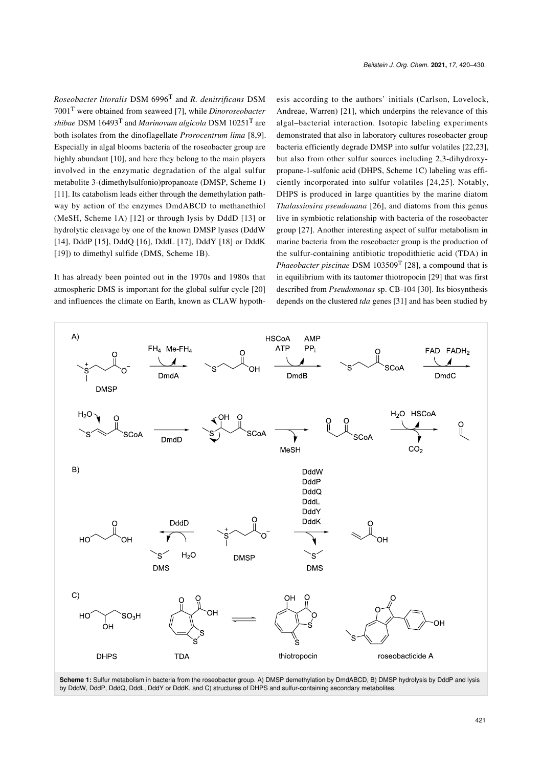*Roseobacter litoralis* DSM 6996$^{T}$ and *R. denitrificans* DSM 7001$^{T}$ were obtained from seaweed [7], while *Dinoroseobacter shibae* DSM 16493$^{T}$ and *Marinovum algicola* DSM 10251$^{T}$ are both isolates from the dinoflagellate *Prorocentrum lima* [8,9]. Especially in algal blooms bacteria of the roseobacter group are highly abundant [10], and here they belong to the main players involved in the enzymatic degradation of the algal sulfur metabolite 3-(dimethylsulfonio)propanoate (DMSP, Scheme 1) [11]. Its catabolism leads either through the demethylation pathway by action of the enzymes DmdABCD to methanethiol (MeSH, Scheme 1A) [12] or through lysis by DddD [13] or hydrolytic cleavage by one of the known DMSP lyases (DddW [14], DddP [15], DddQ [16], DddL [17], DddY [18] or DddK [19]) to dimethyl sulfide (DMS, Scheme 1B).

It has already been pointed out in the 1970s and 1980s that atmospheric DMS is important for the global sulfur cycle [20] and influences the climate on Earth, known as CLAW hypothesis according to the authors' initials (Carlson, Lovelock, Andreae, Warren) [21], which underpins the relevance of this algal–bacterial interaction. Isotopic labeling experiments demonstrated that also in laboratory cultures roseobacter group bacteria efficiently degrade DMSP into sulfur volatiles [22,23], but also from other sulfur sources including 2,3-dihydroxypropane-1-sulfonic acid (DHPS, Scheme 1C) labeling was efficiently incorporated into sulfur volatiles [24,25]. Notably, DHPS is produced in large quantities by the marine diatom *Thalassiosira pseudonana* [26], and diatoms from this genus live in symbiotic relationship with bacteria of the roseobacter group [27]. Another interesting aspect of sulfur metabolism in marine bacteria from the roseobacter group is the production of the sulfur-containing antibiotic tropodithietic acid (TDA) in *Phaeobacter piscinae* DSM 103509$^{T}$ [28], a compound that is in equilibrium with its tautomer thiotropocin [29] that was first described from *Pseudomonas* sp. CB-104 [30]. Its biosynthesis depends on the clustered *tda* genes [31] and has been studied by

**Scheme 1:** Sulfur metabolism in bacteria from the roseobacter group. A) DMSP demethylation by DmdABCD, B) DMSP hydrolysis by DddP and lysis by DddW, DddP, DddQ, DddL, DddY or DddK, and C) structures of DHPS and sulfur-containing secondary metabolites.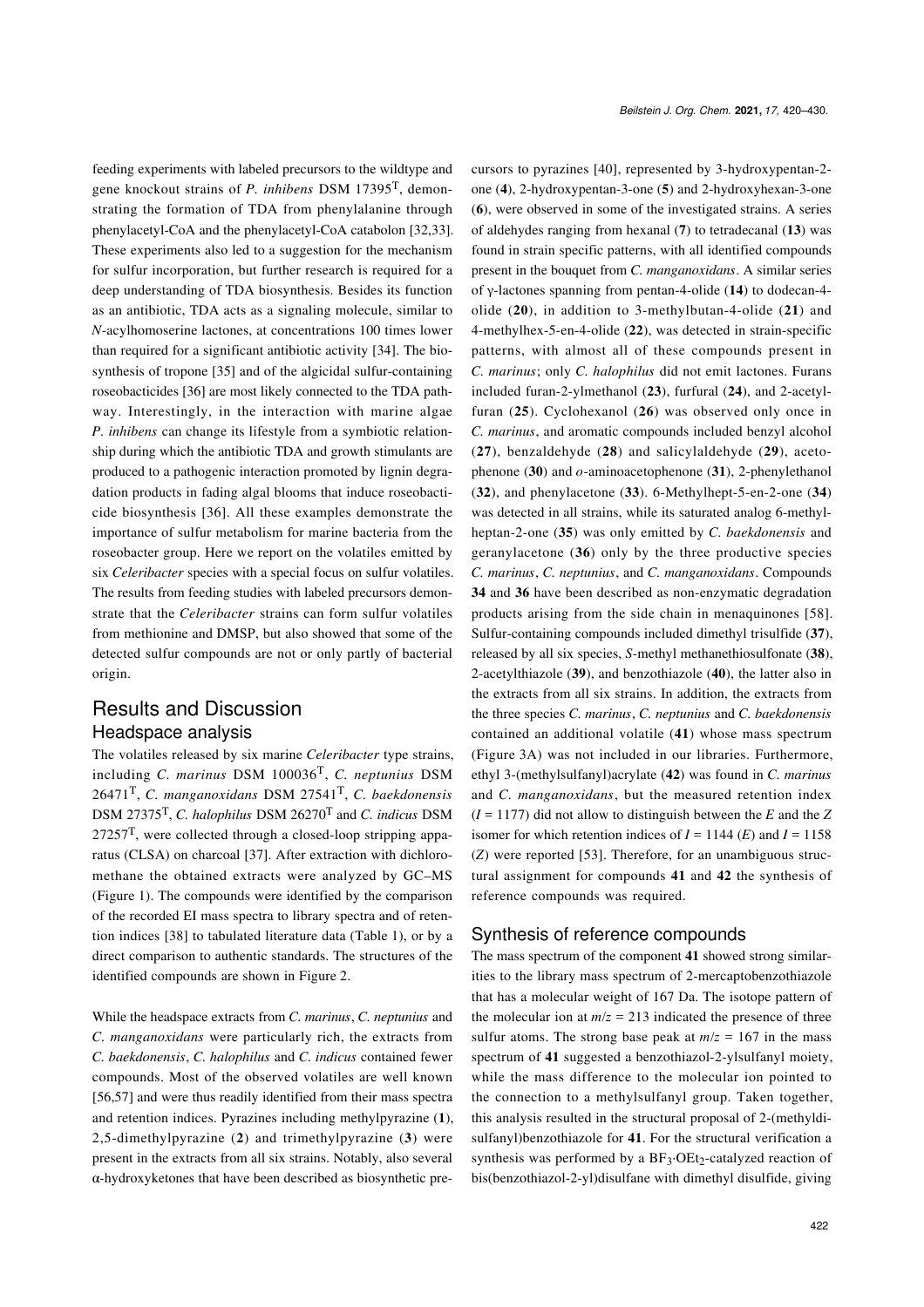feeding experiments with labeled precursors to the wildtype and gene knockout strains of *P. inhibens* DSM 17395$^T$, demonstrating the formation of TDA from phenylalanine through phenylacetyl-CoA and the phenylacetyl-CoA catabolon [32,33]. These experiments also led to a suggestion for the mechanism for sulfur incorporation, but further research is required for a deep understanding of TDA biosynthesis. Besides its function as an antibiotic, TDA acts as a signaling molecule, similar to *N*-acylhomoserine lactones, at concentrations 100 times lower than required for a significant antibiotic activity [34]. The biosynthesis of tropone [35] and of the algicidal sulfur-containing roseobacticides [36] are most likely connected to the TDA pathway. Interestingly, in the interaction with marine algae *P. inhibens* can change its lifestyle from a symbiotic relationship during which the antibiotic TDA and growth stimulants are produced to a pathogenic interaction promoted by lignin degradation products in fading algal blooms that induce roseobacticide biosynthesis [36]. All these examples demonstrate the importance of sulfur metabolism for marine bacteria from the roseobacter group. Here we report on the volatiles emitted by six *Celeribacter* species with a special focus on sulfur volatiles. The results from feeding studies with labeled precursors demonstrate that the *Celeribacter* strains can form sulfur volatiles from methionine and DMSP, but also showed that some of the detected sulfur compounds are not or only partly of bacterial origin.

# Results and Discussion

## Headspace analysis

The volatiles released by six marine *Celeribacter* type strains, including *C. marinus* DSM 100036$^T$, *C. neptunius* DSM 26471$^T$, *C. manganoxidans* DSM 27541$^T$, *C. baekdonensis* DSM 27375$^T$, *C. halophilus* DSM 26270$^T$ and *C. indicus* DSM 27257$^T$, were collected through a closed-loop stripping apparatus (CLSA) on charcoal [37]. After extraction with dichloromethane the obtained extracts were analyzed by GC–MS (Figure 1). The compounds were identified by the comparison of the recorded EI mass spectra to library spectra and of retention indices [38] to tabulated literature data (Table 1), or by a direct comparison to authentic standards. The structures of the identified compounds are shown in Figure 2.

While the headspace extracts from *C. marinus*, *C. neptunius* and *C. manganoxidans* were particularly rich, the extracts from *C. baekdonensis*, *C. halophilus* and *C. indicus* contained fewer compounds. Most of the observed volatiles are well known [56,57] and were thus readily identified from their mass spectra and retention indices. Pyrazines including methylpyrazine (**1**), 2,5-dimethylpyrazine (**2**) and trimethylpyrazine (**3**) were present in the extracts from all six strains. Notably, also several α-hydroxyketones that have been described as biosynthetic precursors to pyrazines [40], represented by 3-hydroxypentan-2-one (**4**), 2-hydroxypentan-3-one (**5**) and 2-hydroxyhexan-3-one (**6**), were observed in some of the investigated strains. A series of aldehydes ranging from hexanal (**7**) to tetradecanal (**13**) was found in strain specific patterns, with all identified compounds present in the bouquet from *C. manganoxidans*. A similar series of γ-lactones spanning from pentan-4-olide (**14**) to dodecan-4-olide (**20**), in addition to 3-methylbutan-4-olide (**21**) and 4-methylhex-5-en-4-olide (**22**), was detected in strain-specific patterns, with almost all of these compounds present in *C. marinus*; only *C. halophilus* did not emit lactones. Furans included furan-2-ylmethanol (**23**), furfural (**24**), and 2-acetylfuran (**25**). Cyclohexanol (**26**) was observed only once in *C. marinus*, and aromatic compounds included benzyl alcohol (**27**), benzaldehyde (**28**) and salicylaldehyde (**29**), acetophenone (**30**) and *o*-aminoacetophenone (**31**), 2-phenylethanol (**32**), and phenylacetone (**33**). 6-Methylhept-5-en-2-one (**34**) was detected in all strains, while its saturated analog 6-methylheptan-2-one (**35**) was only emitted by *C. baekdonensis* and geranylacetone (**36**) only by the three productive species *C. marinus*, *C. neptunius*, and *C. manganoxidans*. Compounds **34** and **36** have been described as non-enzymatic degradation products arising from the side chain in menaquinones [58]. Sulfur-containing compounds included dimethyl trisulfide (**37**), released by all six species, *S*-methyl methanethiosulfonate (**38**), 2-acetylthiazole (**39**), and benzothiazole (**40**), the latter also in the extracts from all six strains. In addition, the extracts from the three species *C. marinus*, *C. neptunius* and *C. baekdonensis* contained an additional volatile (**41**) whose mass spectrum (Figure 3A) was not included in our libraries. Furthermore, ethyl 3-(methylsulfanyl)acrylate (**42**) was found in *C. marinus* and *C. manganoxidans*, but the measured retention index ($I$ = 1177) did not allow to distinguish between the *E* and the *Z* isomer for which retention indices of $I$ = 1144 (*E*) and $I$ = 1158 (*Z*) were reported [53]. Therefore, for an unambiguous structural assignment for compounds **41** and **42** the synthesis of reference compounds was required.

## Synthesis of reference compounds

The mass spectrum of the component **41** showed strong similarities to the library mass spectrum of 2-mercaptobenzothiazole that has a molecular weight of 167 Da. The isotope pattern of the molecular ion at $m/z$ = 213 indicated the presence of three sulfur atoms. The strong base peak at $m/z$ = 167 in the mass spectrum of **41** suggested a benzothiazol-2-ylsulfanyl moiety, while the mass difference to the molecular ion pointed to the connection to a methylsulfanyl group. Taken together, this analysis resulted in the structural proposal of 2-(methyldisulfanyl)benzothiazole for **41**. For the structural verification a synthesis was performed by a $BF_3·OEt_2$-catalyzed reaction of bis(benzothiazol-2-yl)disulfane with dimethyl disulfide, giving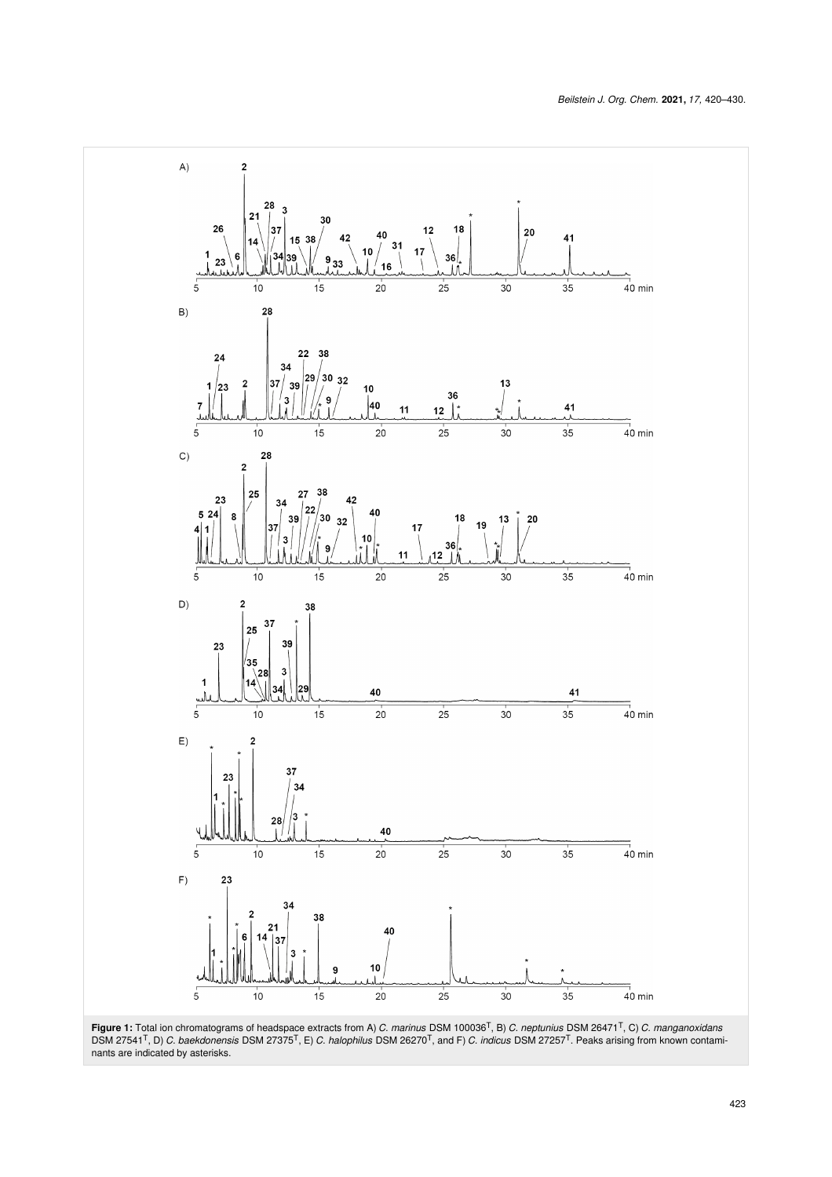**Figure 1:** Total ion chromatograms of headspace extracts from A) *C. marinus* DSM 100036$^T$, B) *C. neptunius* DSM 26471$^T$, C) *C. manganoxidans* DSM 27541$^T$, D) *C. baekdonensis* DSM 27375$^T$, E) *C. halophilus* DSM 26270$^T$, and F) *C. indicus* DSM 27257$^T$. Peaks arising from known contaminants are indicated by asterisks.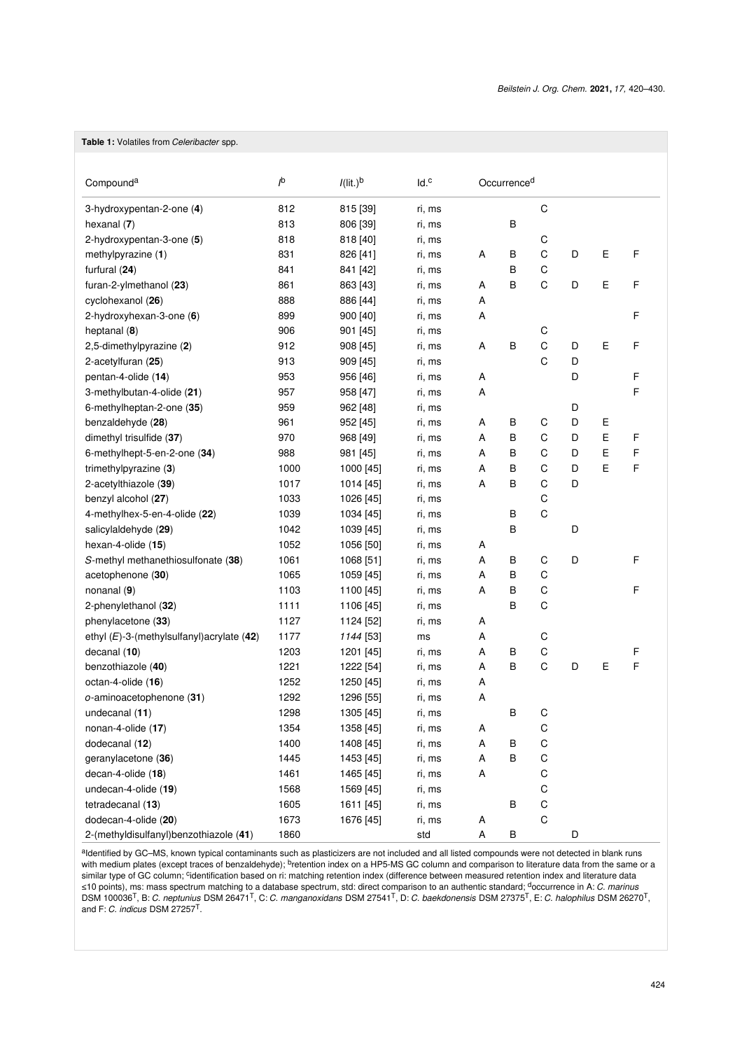**Table 1:** Volatiles from *Celeribacter* spp.

| Compound[a] | $I$[b] | $I$(lit.)[b] | Id.[c] | Occurrence[d] | | | | | |
|---|---|---|---|---|---|---|---|---|---|
| 3-hydroxypentan-2-one (**4**) | 812 | 815 [39] | ri, ms | | | C | | | |
| hexanal (**7**) | 813 | 806 [39] | ri, ms | | B | | | | |
| 2-hydroxypentan-3-one (**5**) | 818 | 818 [40] | ri, ms | | | C | | | |
| methylpyrazine (**1**) | 831 | 826 [41] | ri, ms | A | B | C | D | E | F |
| furfural (**24**) | 841 | 841 [42] | ri, ms | | B | C | | | |
| furan-2-ylmethanol (**23**) | 861 | 863 [43] | ri, ms | A | B | C | D | E | F |
| cyclohexanol (**26**) | 888 | 886 [44] | ri, ms | A | | | | | |
| 2-hydroxyhexan-3-one (**6**) | 899 | 900 [40] | ri, ms | A | | | | | F |
| heptanal (**8**) | 906 | 901 [45] | ri, ms | | | C | | | |
| 2,5-dimethylpyrazine (**2**) | 912 | 908 [45] | ri, ms | A | B | C | D | E | F |
| 2-acetylfuran (**25**) | 913 | 909 [45] | ri, ms | | | C | D | | |
| pentan-4-olide (**14**) | 953 | 956 [46] | ri, ms | A | | | D | | F |
| 3-methylbutan-4-olide (**21**) | 957 | 958 [47] | ri, ms | A | | | | | F |
| 6-methylheptan-2-one (**35**) | 959 | 962 [48] | ri, ms | | | | D | | |
| benzaldehyde (**28**) | 961 | 952 [45] | ri, ms | A | B | C | D | E | |
| dimethyl trisulfide (**37**) | 970 | 968 [49] | ri, ms | A | B | C | D | E | F |
| 6-methylhept-5-en-2-one (**34**) | 988 | 981 [45] | ri, ms | A | B | C | D | E | F |
| trimethylpyrazine (**3**) | 1000 | 1000 [45] | ri, ms | A | B | C | D | E | F |
| 2-acetylthiazole (**39**) | 1017 | 1014 [45] | ri, ms | A | B | C | D | | |
| benzyl alcohol (**27**) | 1033 | 1026 [45] | ri, ms | | | C | | | |
| 4-methylhex-5-en-4-olide (**22**) | 1039 | 1034 [45] | ri, ms | | B | C | | | |
| salicylaldehyde (**29**) | 1042 | 1039 [45] | ri, ms | | B | | D | | |
| hexan-4-olide (**15**) | 1052 | 1056 [50] | ri, ms | A | | | | | |
| *S*-methyl methanethiosulfonate (**38**) | 1061 | 1068 [51] | ri, ms | A | B | C | D | | F |
| acetophenone (**30**) | 1065 | 1059 [45] | ri, ms | A | B | C | | | |
| nonanal (**9**) | 1103 | 1100 [45] | ri, ms | A | B | C | | | F |
| 2-phenylethanol (**32**) | 1111 | 1106 [45] | ri, ms | | B | C | | | |
| phenylacetone (**33**) | 1127 | 1124 [52] | ri, ms | A | | | | | |
| ethyl (*E*)-3-(methylsulfanyl)acrylate (**42**) | 1177 | *1144* [53] | ms | A | | C | | | |
| decanal (**10**) | 1203 | 1201 [45] | ri, ms | A | B | C | | | F |
| benzothiazole (**40**) | 1221 | 1222 [54] | ri, ms | A | B | C | D | E | F |
| octan-4-olide (**16**) | 1252 | 1250 [45] | ri, ms | A | | | | | |
| *o*-aminoacetophenone (**31**) | 1292 | 1296 [55] | ri, ms | A | | | | | |
| undecanal (**11**) | 1298 | 1305 [45] | ri, ms | | B | C | | | |
| nonan-4-olide (**17**) | 1354 | 1358 [45] | ri, ms | A | | C | | | |
| dodecanal (**12**) | 1400 | 1408 [45] | ri, ms | A | B | C | | | |
| geranylacetone (**36**) | 1445 | 1453 [45] | ri, ms | A | B | C | | | |
| decan-4-olide (**18**) | 1461 | 1465 [45] | ri, ms | A | | C | | | |
| undecan-4-olide (**19**) | 1568 | 1569 [45] | ri, ms | | | C | | | |
| tetradecanal (**13**) | 1605 | 1611 [45] | ri, ms | | B | C | | | |
| dodecan-4-olide (**20**) | 1673 | 1676 [45] | ri, ms | A | | C | | | |
| 2-(methyldisulfanyl)benzothiazole (**41**) | 1860 | | std | A | B | | D | | |

[a]Identified by GC–MS, known typical contaminants such as plasticizers are not included and all listed compounds were not detected in blank runs with medium plates (except traces of benzaldehyde); [b]retention index on a HP5-MS GC column and comparison to literature data from the same or a similar type of GC column; [c]identification based on ri: matching retention index (difference between measured retention index and literature data ≤10 points), ms: mass spectrum matching to a database spectrum, std: direct comparison to an authentic standard; [d]occurrence in A: *C. marinus* DSM 100036[T], B: *C. neptunius* DSM 26471[T], C: *C. manganoxidans* DSM 27541[T], D: *C. baekdonensis* DSM 27375[T], E: *C. halophilus* DSM 26270[T], and F: *C. indicus* DSM 27257[T].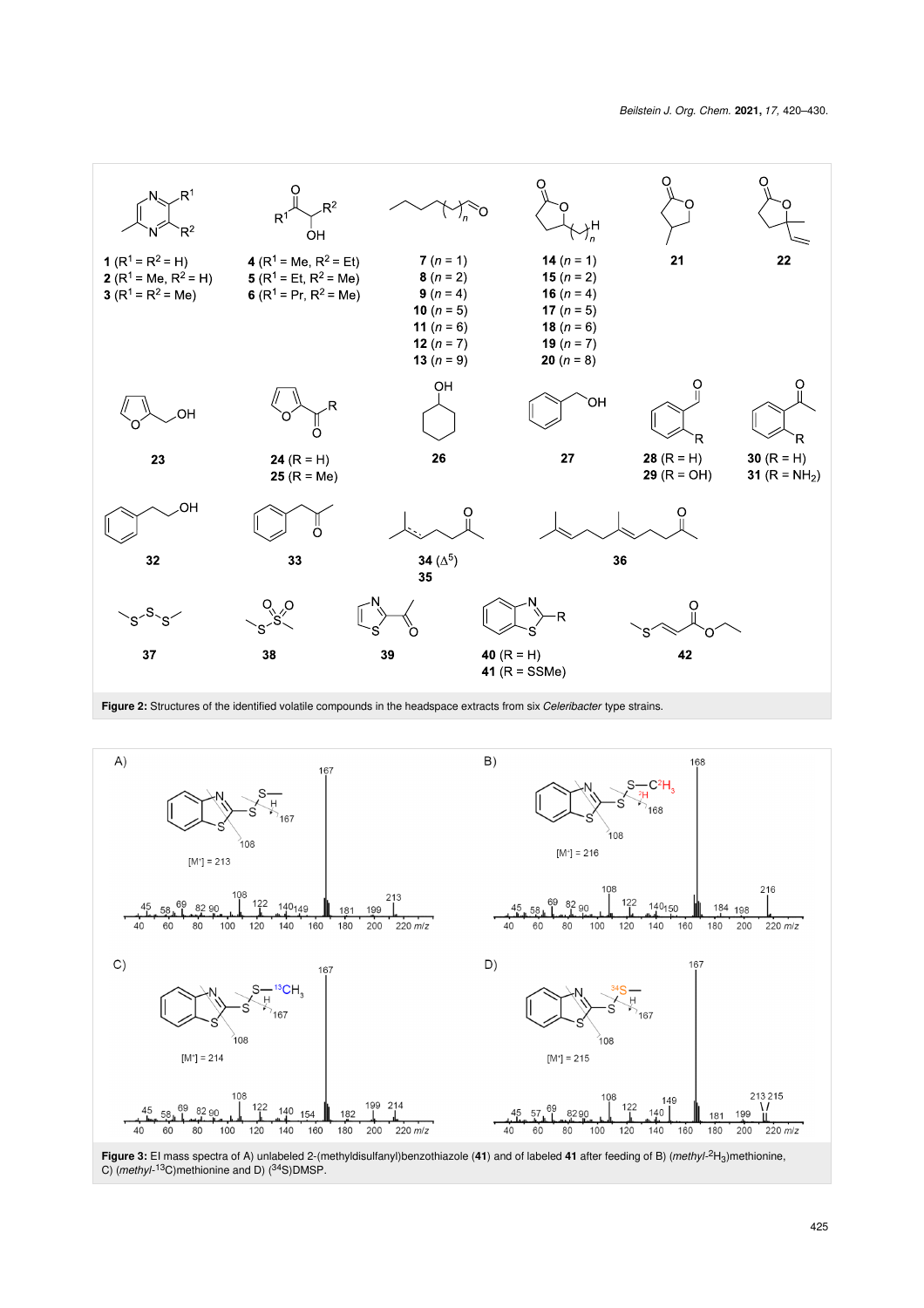**Figure 2:** Structures of the identified volatile compounds in the headspace extracts from six *Celeribacter* type strains.

**Figure 3:** EI mass spectra of A) unlabeled 2-(methyldisulfanyl)benzothiazole (**41**) and of labeled **41** after feeding of B) (*methyl*-$^2H_3$)methionine, C) (*methyl*-$^{13}C$)methionine and D) ($^{34}S$)DMSP.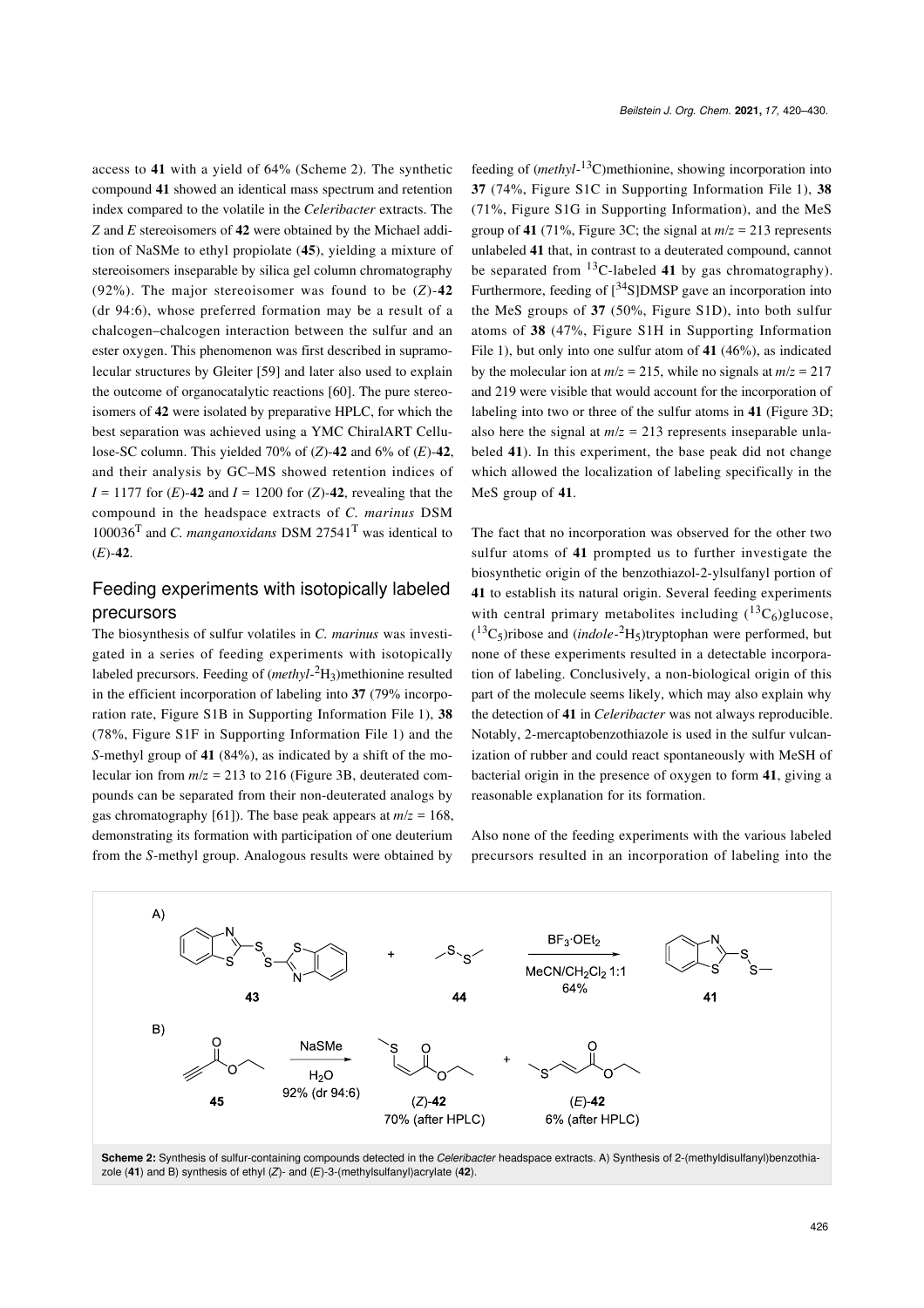access to **41** with a yield of 64% (Scheme 2). The synthetic compound **41** showed an identical mass spectrum and retention index compared to the volatile in the *Celeribacter* extracts. The *Z* and *E* stereoisomers of **42** were obtained by the Michael addition of NaSMe to ethyl propiolate (**45**), yielding a mixture of stereoisomers inseparable by silica gel column chromatography (92%). The major stereoisomer was found to be (*Z*)-**42** (dr 94:6), whose preferred formation may be a result of a chalcogen–chalcogen interaction between the sulfur and an ester oxygen. This phenomenon was first described in supramolecular structures by Gleiter [59] and later also used to explain the outcome of organocatalytic reactions [60]. The pure stereoisomers of **42** were isolated by preparative HPLC, for which the best separation was achieved using a YMC ChiralART Cellulose-SC column. This yielded 70% of (*Z*)-**42** and 6% of (*E*)-**42**, and their analysis by GC–MS showed retention indices of $I = 1177$ for (*E*)-**42** and $I = 1200$ for (*Z*)-**42**, revealing that the compound in the headspace extracts of *C. marinus* DSM 100036$^T$ and *C. manganoxidans* DSM 27541$^T$ was identical to (*E*)-**42**.

## Feeding experiments with isotopically labeled precursors

The biosynthesis of sulfur volatiles in *C. marinus* was investigated in a series of feeding experiments with isotopically labeled precursors. Feeding of (*methyl*-$^2H_3$)methionine resulted in the efficient incorporation of labeling into **37** (79% incorporation rate, Figure S1B in Supporting Information File 1), **38** (78%, Figure S1F in Supporting Information File 1) and the *S*-methyl group of **41** (84%), as indicated by a shift of the molecular ion from $m/z = 213$ to 216 (Figure 3B, deuterated compounds can be separated from their non-deuterated analogs by gas chromatography [61]). The base peak appears at $m/z = 168$, demonstrating its formation with participation of one deuterium from the *S*-methyl group. Analogous results were obtained by feeding of (*methyl*-$^{13}C$)methionine, showing incorporation into **37** (74%, Figure S1C in Supporting Information File 1), **38** (71%, Figure S1G in Supporting Information), and the MeS group of **41** (71%, Figure 3C; the signal at $m/z = 213$ represents unlabeled **41** that, in contrast to a deuterated compound, cannot be separated from $^{13}C$-labeled **41** by gas chromatography). Furthermore, feeding of [$^{34}S$]DMSP gave an incorporation into the MeS groups of **37** (50%, Figure S1D), into both sulfur atoms of **38** (47%, Figure S1H in Supporting Information File 1), but only into one sulfur atom of **41** (46%), as indicated by the molecular ion at $m/z = 215$, while no signals at $m/z = 217$ and 219 were visible that would account for the incorporation of labeling into two or three of the sulfur atoms in **41** (Figure 3D; also here the signal at $m/z = 213$ represents inseparable unlabeled **41**). In this experiment, the base peak did not change which allowed the localization of labeling specifically in the MeS group of **41**.

The fact that no incorporation was observed for the other two sulfur atoms of **41** prompted us to further investigate the biosynthetic origin of the benzothiazol-2-ylsulfanyl portion of **41** to establish its natural origin. Several feeding experiments with central primary metabolites including ($^{13}C_6$)glucose, ($^{13}C_5$)ribose and (*indole*-$^2H_5$)tryptophan were performed, but none of these experiments resulted in a detectable incorporation of labeling. Conclusively, a non-biological origin of this part of the molecule seems likely, which may also explain why the detection of **41** in *Celeribacter* was not always reproducible. Notably, 2-mercaptobenzothiazole is used in the sulfur vulcanization of rubber and could react spontaneously with MeSH of bacterial origin in the presence of oxygen to form **41**, giving a reasonable explanation for its formation.

Also none of the feeding experiments with the various labeled precursors resulted in an incorporation of labeling into the

**Scheme 2:** Synthesis of sulfur-containing compounds detected in the *Celeribacter* headspace extracts. A) Synthesis of 2-(methyldisulfanyl)benzothiazole (**41**) and B) synthesis of ethyl (*Z*)- and (*E*)-3-(methylsulfanyl)acrylate (**42**).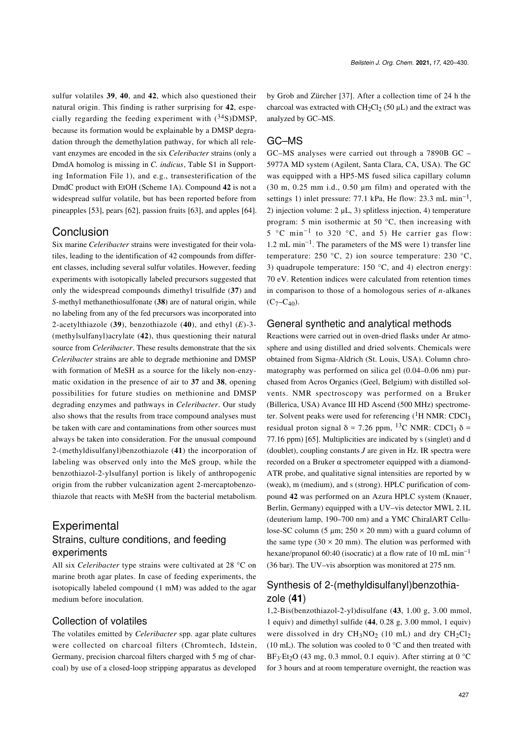sulfur volatiles **39**, **40**, and **42**, which also questioned their natural origin. This finding is rather surprising for **42**, especially regarding the feeding experiment with ($^{34}$S)DMSP, because its formation would be explainable by a DMSP degradation through the demethylation pathway, for which all relevant enzymes are encoded in the six *Celeribacter* strains (only a DmdA homolog is missing in *C. indicus*, Table S1 in Supporting Information File 1), and e.g., transesterification of the DmdC product with EtOH (Scheme 1A). Compound **42** is not a widespread sulfur volatile, but has been reported before from pineapples [53], pears [62], passion fruits [63], and apples [64].

## Conclusion

Six marine *Celeribacter* strains were investigated for their volatiles, leading to the identification of 42 compounds from different classes, including several sulfur volatiles. However, feeding experiments with isotopically labeled precursors suggested that only the widespread compounds dimethyl trisulfide (**37**) and *S*-methyl methanethiosulfonate (**38**) are of natural origin, while no labeling from any of the fed precursors was incorporated into 2-acetylthiazole (**39**), benzothiazole (**40**), and ethyl (*E*)-3-(methylsulfanyl)acrylate (**42**), thus questioning their natural source from *Celeribacter*. These results demonstrate that the six *Celeribacter* strains are able to degrade methionine and DMSP with formation of MeSH as a source for the likely non-enzymatic oxidation in the presence of air to **37** and **38**, opening possibilities for future studies on methionine and DMSP degrading enzymes and pathways in *Celeribacter*. Our study also shows that the results from trace compound analyses must be taken with care and contaminations from other sources must always be taken into consideration. For the unusual compound 2-(methyldisulfanyl)benzothiazole (**41**) the incorporation of labeling was observed only into the MeS group, while the benzothiazol-2-ylsulfanyl portion is likely of anthropogenic origin from the rubber vulcanization agent 2-mercaptobenzothiazole that reacts with MeSH from the bacterial metabolism.

## Experimental

### Strains, culture conditions, and feeding experiments

All six *Celeribacter* type strains were cultivated at 28 °C on marine broth agar plates. In case of feeding experiments, the isotopically labeled compound (1 mM) was added to the agar medium before inoculation.

### Collection of volatiles

The volatiles emitted by *Celeribacter* spp. agar plate cultures were collected on charcoal filters (Chromtech, Idstein, Germany, precision charcoal filters charged with 5 mg of charcoal) by use of a closed-loop stripping apparatus as developed by Grob and Zürcher [37]. After a collection time of 24 h the charcoal was extracted with $CH_2Cl_2$ (50 µL) and the extract was analyzed by GC–MS.

### GC–MS

GC–MS analyses were carried out through a 7890B GC – 5977A MD system (Agilent, Santa Clara, CA, USA). The GC was equipped with a HP5-MS fused silica capillary column (30 m, 0.25 mm i.d., 0.50 µm film) and operated with the settings 1) inlet pressure: 77.1 kPa, He flow: 23.3 mL min$^{-1}$, 2) injection volume: 2 µL, 3) splitless injection, 4) temperature program: 5 min isothermic at 50 °C, then increasing with 5 °C min$^{-1}$ to 320 °C, and 5) He carrier gas flow: 1.2 mL min$^{-1}$. The parameters of the MS were 1) transfer line temperature: 250 °C, 2) ion source temperature: 230 °C, 3) quadrupole temperature: 150 °C, and 4) electron energy: 70 eV. Retention indices were calculated from retention times in comparison to those of a homologous series of *n*-alkanes ($C_7$–$C_{40}$).

### General synthetic and analytical methods

Reactions were carried out in oven-dried flasks under Ar atmosphere and using distilled and dried solvents. Chemicals were obtained from Sigma-Aldrich (St. Louis, USA). Column chromatography was performed on silica gel (0.04–0.06 nm) purchased from Acros Organics (Geel, Belgium) with distilled solvents. NMR spectroscopy was performed on a Bruker (Billerica, USA) Avance III HD Ascend (500 MHz) spectrometer. Solvent peaks were used for referencing ($^1$H NMR: $CDCl_3$ residual proton signal δ = 7.26 ppm, $^{13}$C NMR: $CDCl_3$ δ = 77.16 ppm) [65]. Multiplicities are indicated by s (singlet) and d (doublet), coupling constants *J* are given in Hz. IR spectra were recorded on a Bruker α spectrometer equipped with a diamond-ATR probe, and qualitative signal intensities are reported by w (weak), m (medium), and s (strong). HPLC purification of compound **42** was performed on an Azura HPLC system (Knauer, Berlin, Germany) equipped with a UV–vis detector MWL 2.1L (deuterium lamp, 190–700 nm) and a YMC ChiralART Cellulose-SC column (5 µm; 250 × 20 mm) with a guard column of the same type (30 × 20 mm). The elution was performed with hexane/propanol 60:40 (isocratic) at a flow rate of 10 mL min$^{-1}$ (36 bar). The UV–vis absorption was monitored at 275 nm.

### Synthesis of 2-(methyldisulfanyl)benzothiazole (41)

1,2-Bis(benzothiazol-2-yl)disulfane (**43**, 1.00 g, 3.00 mmol, 1 equiv) and dimethyl sulfide (**44**, 0.28 g, 3.00 mmol, 1 equiv) were dissolved in dry $CH_3NO_2$ (10 mL) and dry $CH_2Cl_2$ (10 mL). The solution was cooled to 0 °C and then treated with $BF_3$·$Et_2O$ (43 mg, 0.3 mmol, 0.1 equiv). After stirring at 0 °C for 3 hours and at room temperature overnight, the reaction was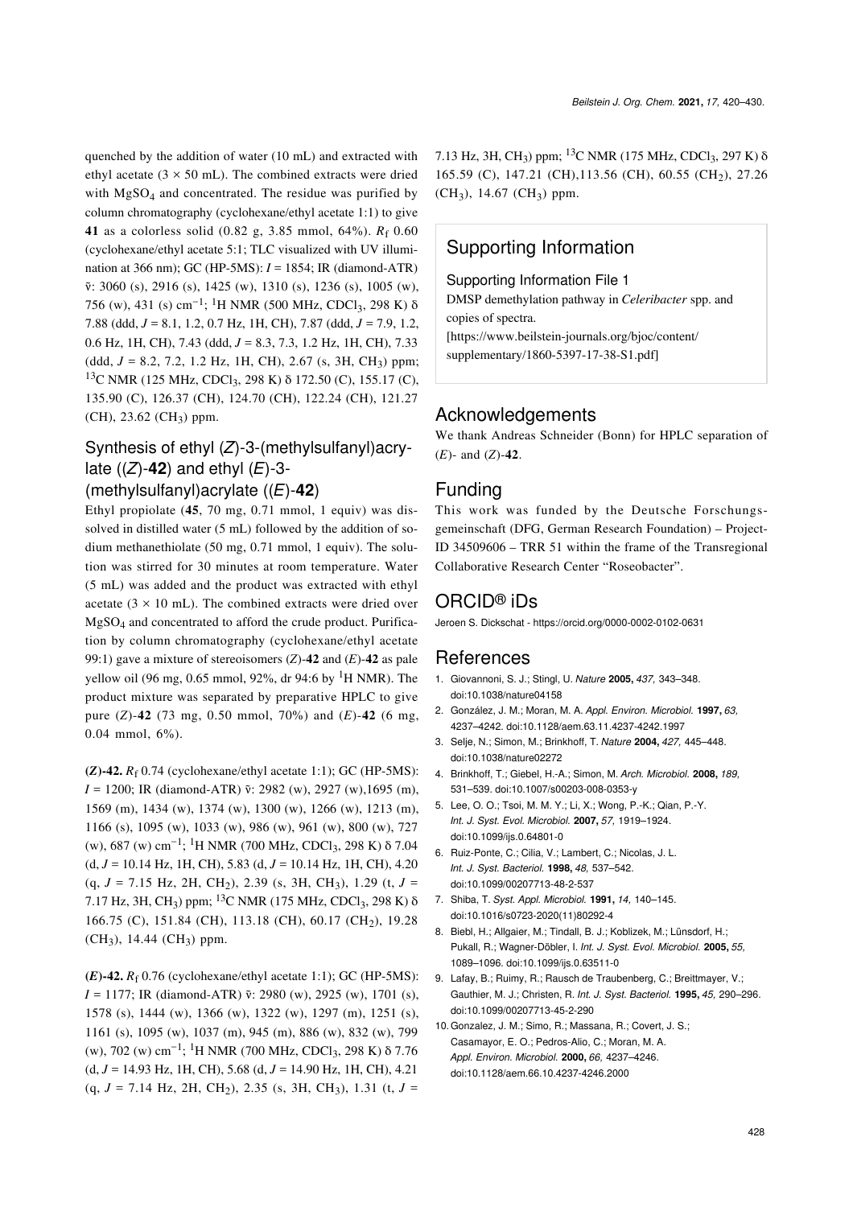quenched by the addition of water (10 mL) and extracted with ethyl acetate (3 × 50 mL). The combined extracts were dried with $MgSO_4$ and concentrated. The residue was purified by column chromatography (cyclohexane/ethyl acetate 1:1) to give **41** as a colorless solid (0.82 g, 3.85 mmol, 64%). $R_f$ 0.60 (cyclohexane/ethyl acetate 5:1; TLC visualized with UV illumination at 366 nm); GC (HP-5MS): *I* = 1854; IR (diamond-ATR) $\tilde{\nu}$: 3060 (s), 2916 (s), 1425 (w), 1310 (s), 1236 (s), 1005 (w), 756 (w), 431 (s) $cm^{-1}$; $^1H$ NMR (500 MHz, $CDCl_3$, 298 K) δ 7.88 (ddd, *J* = 8.1, 1.2, 0.7 Hz, 1H, CH), 7.87 (ddd, *J* = 7.9, 1.2, 0.6 Hz, 1H, CH), 7.43 (ddd, *J* = 8.3, 7.3, 1.2 Hz, 1H, CH), 7.33 (ddd, *J* = 8.2, 7.2, 1.2 Hz, 1H, CH), 2.67 (s, 3H, $CH_3$) ppm; $^{13}C$ NMR (125 MHz, $CDCl_3$, 298 K) δ 172.50 (C), 155.17 (C), 135.90 (C), 126.37 (CH), 124.70 (CH), 122.24 (CH), 121.27 (CH), 23.62 ($CH_3$) ppm.

### Synthesis of ethyl (*Z*)-3-(methylsulfanyl)acrylate ((*Z*)-**42**) and ethyl (*E*)-3-(methylsulfanyl)acrylate ((*E*)-**42**)

Ethyl propiolate (**45**, 70 mg, 0.71 mmol, 1 equiv) was dissolved in distilled water (5 mL) followed by the addition of sodium methanethiolate (50 mg, 0.71 mmol, 1 equiv). The solution was stirred for 30 minutes at room temperature. Water (5 mL) was added and the product was extracted with ethyl acetate (3 × 10 mL). The combined extracts were dried over $MgSO_4$ and concentrated to afford the crude product. Purification by column chromatography (cyclohexane/ethyl acetate 99:1) gave a mixture of stereoisomers (*Z*)-**42** and (*E*)-**42** as pale yellow oil (96 mg, 0.65 mmol, 92%, dr 94:6 by $^1H$ NMR). The product mixture was separated by preparative HPLC to give pure (*Z*)-**42** (73 mg, 0.50 mmol, 70%) and (*E*)-**42** (6 mg, 0.04 mmol, 6%).

**(*Z*)-42.** $R_f$ 0.74 (cyclohexane/ethyl acetate 1:1); GC (HP-5MS): *I* = 1200; IR (diamond-ATR) $\tilde{\nu}$: 2982 (w), 2927 (w),1695 (m), 1569 (m), 1434 (w), 1374 (w), 1300 (w), 1266 (w), 1213 (m), 1166 (s), 1095 (w), 1033 (w), 986 (w), 961 (w), 800 (w), 727 (w), 687 (w) $cm^{-1}$; $^1H$ NMR (700 MHz, $CDCl_3$, 298 K) δ 7.04 (d, *J* = 10.14 Hz, 1H, CH), 5.83 (d, *J* = 10.14 Hz, 1H, CH), 4.20 (q, *J* = 7.15 Hz, 2H, $CH_2$), 2.39 (s, 3H, $CH_3$), 1.29 (t, *J* = 7.17 Hz, 3H, $CH_3$) ppm; $^{13}C$ NMR (175 MHz, $CDCl_3$, 298 K) δ 166.75 (C), 151.84 (CH), 113.18 (CH), 60.17 ($CH_2$), 19.28 ($CH_3$), 14.44 ($CH_3$) ppm.

**(*E*)-42.** $R_f$ 0.76 (cyclohexane/ethyl acetate 1:1); GC (HP-5MS): *I* = 1177; IR (diamond-ATR) $\tilde{\nu}$: 2980 (w), 2925 (w), 1701 (s), 1578 (s), 1444 (w), 1366 (w), 1322 (w), 1297 (m), 1251 (s), 1161 (s), 1095 (w), 1037 (m), 945 (m), 886 (w), 832 (w), 799 (w), 702 (w) $cm^{-1}$; $^1H$ NMR (700 MHz, $CDCl_3$, 298 K) δ 7.76 (d, *J* = 14.93 Hz, 1H, CH), 5.68 (d, *J* = 14.90 Hz, 1H, CH), 4.21 (q, *J* = 7.14 Hz, 2H, $CH_2$), 2.35 (s, 3H, $CH_3$), 1.31 (t, *J* = 7.13 Hz, 3H, $CH_3$) ppm; $^{13}C$ NMR (175 MHz, $CDCl_3$, 297 K) δ 165.59 (C), 147.21 (CH),113.56 (CH), 60.55 ($CH_2$), 27.26 ($CH_3$), 14.67 ($CH_3$) ppm.

## Supporting Information

Supporting Information File 1

DMSP demethylation pathway in *Celeribacter* spp. and copies of spectra.

[https://www.beilstein-journals.org/bjoc/content/supplementary/1860-5397-17-38-S1.pdf]

## Acknowledgements

We thank Andreas Schneider (Bonn) for HPLC separation of (*E*)- and (*Z*)-**42**.

## Funding

This work was funded by the Deutsche Forschungsgemeinschaft (DFG, German Research Foundation) – Project-ID 34509606 – TRR 51 within the frame of the Transregional Collaborative Research Center "Roseobacter".

## ORCID® iDs

Jeroen S. Dickschat - https://orcid.org/0000-0002-0102-0631

## References

1. Giovannoni, S. J.; Stingl, U. *Nature* **2005,** *437,* 343–348. doi:10.1038/nature04158
2. González, J. M.; Moran, M. A. *Appl. Environ. Microbiol.* **1997,** *63,* 4237–4242. doi:10.1128/aem.63.11.4237-4242.1997
3. Selje, N.; Simon, M.; Brinkhoff, T. *Nature* **2004,** *427,* 445–448. doi:10.1038/nature02272
4. Brinkhoff, T.; Giebel, H.-A.; Simon, M. *Arch. Microbiol.* **2008,** *189,* 531–539. doi:10.1007/s00203-008-0353-y
5. Lee, O. O.; Tsoi, M. M. Y.; Li, X.; Wong, P.-K.; Qian, P.-Y. *Int. J. Syst. Evol. Microbiol.* **2007,** *57,* 1919–1924. doi:10.1099/ijs.0.64801-0
6. Ruiz-Ponte, C.; Cilia, V.; Lambert, C.; Nicolas, J. L. *Int. J. Syst. Bacteriol.* **1998,** *48,* 537–542. doi:10.1099/00207713-48-2-537
7. Shiba, T. *Syst. Appl. Microbiol.* **1991,** *14,* 140–145. doi:10.1016/s0723-2020(11)80292-4
8. Biebl, H.; Allgaier, M.; Tindall, B. J.; Koblizek, M.; Lünsdorf, H.; Pukall, R.; Wagner-Döbler, I. *Int. J. Syst. Evol. Microbiol.* **2005,** *55,* 1089–1096. doi:10.1099/ijs.0.63511-0
9. Lafay, B.; Ruimy, R.; Rausch de Traubenberg, C.; Breittmayer, V.; Gauthier, M. J.; Christen, R. *Int. J. Syst. Bacteriol.* **1995,** *45,* 290–296. doi:10.1099/00207713-45-2-290
10. Gonzalez, J. M.; Simo, R.; Massana, R.; Covert, J. S.; Casamayor, E. O.; Pedros-Alio, C.; Moran, M. A. *Appl. Environ. Microbiol.* **2000,** *66,* 4237–4246. doi:10.1128/aem.66.10.4237-4246.2000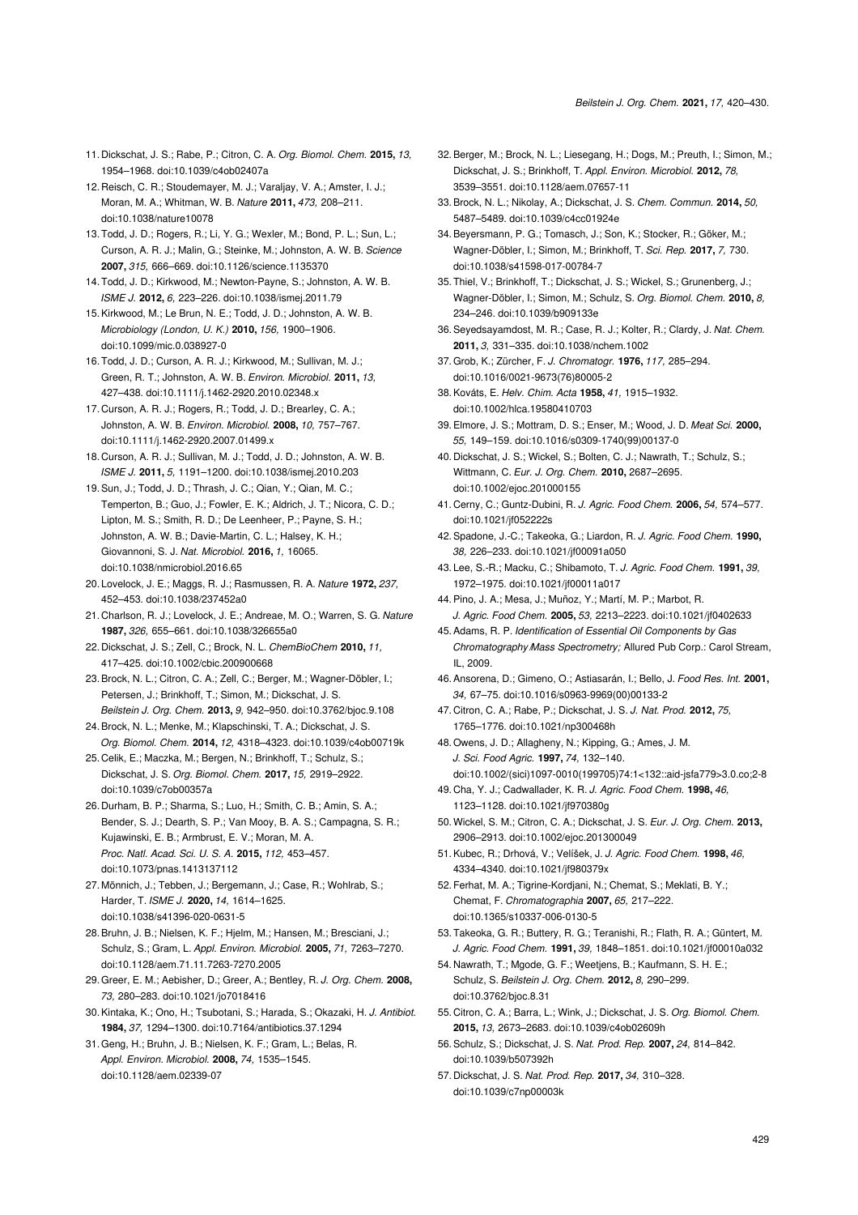11. Dickschat, J. S.; Rabe, P.; Citron, C. A. *Org. Biomol. Chem.* **2015,** *13,* 1954–1968. doi:10.1039/c4ob02407a
12. Reisch, C. R.; Stoudemayer, M. J.; Varaljay, V. A.; Amster, I. J.; Moran, M. A.; Whitman, W. B. *Nature* **2011,** *473,* 208–211. doi:10.1038/nature10078
13. Todd, J. D.; Rogers, R.; Li, Y. G.; Wexler, M.; Bond, P. L.; Sun, L.; Curson, A. R. J.; Malin, G.; Steinke, M.; Johnston, A. W. B. *Science* **2007,** *315,* 666–669. doi:10.1126/science.1135370
14. Todd, J. D.; Kirkwood, M.; Newton-Payne, S.; Johnston, A. W. B. *ISME J.* **2012,** *6,* 223–226. doi:10.1038/ismej.2011.79
15. Kirkwood, M.; Le Brun, N. E.; Todd, J. D.; Johnston, A. W. B. *Microbiology (London, U. K.)* **2010,** *156,* 1900–1906. doi:10.1099/mic.0.038927-0
16. Todd, J. D.; Curson, A. R. J.; Kirkwood, M.; Sullivan, M. J.; Green, R. T.; Johnston, A. W. B. *Environ. Microbiol.* **2011,** *13,* 427–438. doi:10.1111/j.1462-2920.2010.02348.x
17. Curson, A. R. J.; Rogers, R.; Todd, J. D.; Brearley, C. A.; Johnston, A. W. B. *Environ. Microbiol.* **2008,** *10,* 757–767. doi:10.1111/j.1462-2920.2007.01499.x
18. Curson, A. R. J.; Sullivan, M. J.; Todd, J. D.; Johnston, A. W. B. *ISME J.* **2011,** *5,* 1191–1200. doi:10.1038/ismej.2010.203
19. Sun, J.; Todd, J. D.; Thrash, J. C.; Qian, Y.; Qian, M. C.; Temperton, B.; Guo, J.; Fowler, E. K.; Aldrich, J. T.; Nicora, C. D.; Lipton, M. S.; Smith, R. D.; De Leenheer, P.; Payne, S. H.; Johnston, A. W. B.; Davie-Martin, C. L.; Halsey, K. H.; Giovannoni, S. J. *Nat. Microbiol.* **2016,** *1,* 16065. doi:10.1038/nmicrobiol.2016.65
20. Lovelock, J. E.; Maggs, R. J.; Rasmussen, R. A. *Nature* **1972,** *237,* 452–453. doi:10.1038/237452a0
21. Charlson, R. J.; Lovelock, J. E.; Andreae, M. O.; Warren, S. G. *Nature* **1987,** *326,* 655–661. doi:10.1038/326655a0
22. Dickschat, J. S.; Zell, C.; Brock, N. L. *ChemBioChem* **2010,** *11,* 417–425. doi:10.1002/cbic.200900668
23. Brock, N. L.; Citron, C. A.; Zell, C.; Berger, M.; Wagner-Döbler, I.; Petersen, J.; Brinkhoff, T.; Simon, M.; Dickschat, J. S. *Beilstein J. Org. Chem.* **2013,** *9,* 942–950. doi:10.3762/bjoc.9.108
24. Brock, N. L.; Menke, M.; Klapschinski, T. A.; Dickschat, J. S. *Org. Biomol. Chem.* **2014,** *12,* 4318–4323. doi:10.1039/c4ob00719k
25. Celik, E.; Maczka, M.; Bergen, N.; Brinkhoff, T.; Schulz, S.; Dickschat, J. S. *Org. Biomol. Chem.* **2017,** *15,* 2919–2922. doi:10.1039/c7ob00357a
26. Durham, B. P.; Sharma, S.; Luo, H.; Smith, C. B.; Amin, S. A.; Bender, S. J.; Dearth, S. P.; Van Mooy, B. A. S.; Campagna, S. R.; Kujawinski, E. B.; Armbrust, E. V.; Moran, M. A. *Proc. Natl. Acad. Sci. U. S. A.* **2015,** *112,* 453–457. doi:10.1073/pnas.1413137112
27. Mönnich, J.; Tebben, J.; Bergemann, J.; Case, R.; Wohlrab, S.; Harder, T. *ISME J.* **2020,** *14,* 1614–1625. doi:10.1038/s41396-020-0631-5
28. Bruhn, J. B.; Nielsen, K. F.; Hjelm, M.; Hansen, M.; Bresciani, J.; Schulz, S.; Gram, L. *Appl. Environ. Microbiol.* **2005,** *71,* 7263–7270. doi:10.1128/aem.71.11.7263-7270.2005
29. Greer, E. M.; Aebisher, D.; Greer, A.; Bentley, R. *J. Org. Chem.* **2008,** *73,* 280–283. doi:10.1021/jo7018416
30. Kintaka, K.; Ono, H.; Tsubotani, S.; Harada, S.; Okazaki, H. *J. Antibiot.* **1984,** *37,* 1294–1300. doi:10.7164/antibiotics.37.1294
31. Geng, H.; Bruhn, J. B.; Nielsen, K. F.; Gram, L.; Belas, R. *Appl. Environ. Microbiol.* **2008,** *74,* 1535–1545. doi:10.1128/aem.02339-07
32. Berger, M.; Brock, N. L.; Liesegang, H.; Dogs, M.; Preuth, I.; Simon, M.; Dickschat, J. S.; Brinkhoff, T. *Appl. Environ. Microbiol.* **2012,** *78,* 3539–3551. doi:10.1128/aem.07657-11
33. Brock, N. L.; Nikolay, A.; Dickschat, J. S. *Chem. Commun.* **2014,** *50,* 5487–5489. doi:10.1039/c4cc01924e
34. Beyersmann, P. G.; Tomasch, J.; Son, K.; Stocker, R.; Göker, M.; Wagner-Döbler, I.; Simon, M.; Brinkhoff, T. *Sci. Rep.* **2017,** *7,* 730. doi:10.1038/s41598-017-00784-7
35. Thiel, V.; Brinkhoff, T.; Dickschat, J. S.; Wickel, S.; Grunenberg, J.; Wagner-Döbler, I.; Simon, M.; Schulz, S. *Org. Biomol. Chem.* **2010,** *8,* 234–246. doi:10.1039/b909133e
36. Seyedsayamdost, M. R.; Case, R. J.; Kolter, R.; Clardy, J. *Nat. Chem.* **2011,** *3,* 331–335. doi:10.1038/nchem.1002
37. Grob, K.; Zürcher, F. *J. Chromatogr.* **1976,** *117,* 285–294. doi:10.1016/0021-9673(76)80005-2
38. Kováts, E. *Helv. Chim. Acta* **1958,** *41,* 1915–1932. doi:10.1002/hlca.19580410703
39. Elmore, J. S.; Mottram, D. S.; Enser, M.; Wood, J. D. *Meat Sci.* **2000,** *55,* 149–159. doi:10.1016/s0309-1740(99)00137-0
40. Dickschat, J. S.; Wickel, S.; Bolten, C. J.; Nawrath, T.; Schulz, S.; Wittmann, C. *Eur. J. Org. Chem.* **2010,** 2687–2695. doi:10.1002/ejoc.201000155
41. Cerny, C.; Guntz-Dubini, R. *J. Agric. Food Chem.* **2006,** *54,* 574–577. doi:10.1021/jf052222s
42. Spadone, J.-C.; Takeoka, G.; Liardon, R. *J. Agric. Food Chem.* **1990,** *38,* 226–233. doi:10.1021/jf00091a050
43. Lee, S.-R.; Macku, C.; Shibamoto, T. *J. Agric. Food Chem.* **1991,** *39,* 1972–1975. doi:10.1021/jf00011a017
44. Pino, J. A.; Mesa, J.; Muñoz, Y.; Martí, M. P.; Marbot, R. *J. Agric. Food Chem.* **2005,** *53,* 2213–2223. doi:10.1021/jf0402633
45. Adams, R. P. *Identification of Essential Oil Components by Gas Chromatography/Mass Spectrometry;* Allured Pub Corp.: Carol Stream, IL, 2009.
46. Ansorena, D.; Gimeno, O.; Astiasarán, I.; Bello, J. *Food Res. Int.* **2001,** *34,* 67–75. doi:10.1016/s0963-9969(00)00133-2
47. Citron, C. A.; Rabe, P.; Dickschat, J. S. *J. Nat. Prod.* **2012,** *75,* 1765–1776. doi:10.1021/np300468h
48. Owens, J. D.; Allagheny, N.; Kipping, G.; Ames, J. M. *J. Sci. Food Agric.* **1997,** *74,* 132–140. doi:10.1002/(sici)1097-0010(199705)74:1<132::aid-jsfa779>3.0.co;2-8
49. Cha, Y. J.; Cadwallader, K. R. *J. Agric. Food Chem.* **1998,** *46,* 1123–1128. doi:10.1021/jf970380g
50. Wickel, S. M.; Citron, C. A.; Dickschat, J. S. *Eur. J. Org. Chem.* **2013,** 2906–2913. doi:10.1002/ejoc.201300049
51. Kubec, R.; Drhová, V.; Velíšek, J. *J. Agric. Food Chem.* **1998,** *46,* 4334–4340. doi:10.1021/jf980379x
52. Ferhat, M. A.; Tigrine-Kordjani, N.; Chemat, S.; Meklati, B. Y.; Chemat, F. *Chromatographia* **2007,** *65,* 217–222. doi:10.1365/s10337-006-0130-5
53. Takeoka, G. R.; Buttery, R. G.; Teranishi, R.; Flath, R. A.; Güntert, M. *J. Agric. Food Chem.* **1991,** *39,* 1848–1851. doi:10.1021/jf00010a032
54. Nawrath, T.; Mgode, G. F.; Weetjens, B.; Kaufmann, S. H. E.; Schulz, S. *Beilstein J. Org. Chem.* **2012,** *8,* 290–299. doi:10.3762/bjoc.8.31
55. Citron, C. A.; Barra, L.; Wink, J.; Dickschat, J. S. *Org. Biomol. Chem.* **2015,** *13,* 2673–2683. doi:10.1039/c4ob02609h
56. Schulz, S.; Dickschat, J. S. *Nat. Prod. Rep.* **2007,** *24,* 814–842. doi:10.1039/b507392h
57. Dickschat, J. S. *Nat. Prod. Rep.* **2017,** *34,* 310–328. doi:10.1039/c7np00003k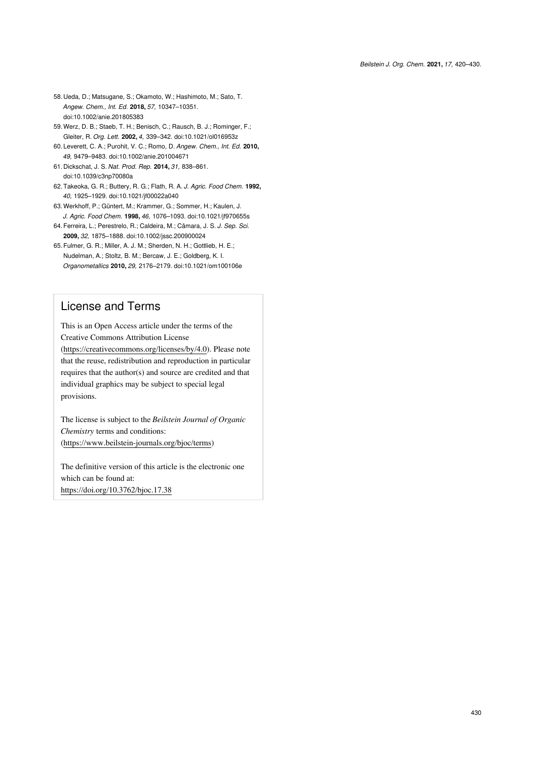58. Ueda, D.; Matsugane, S.; Okamoto, W.; Hashimoto, M.; Sato, T. *Angew. Chem., Int. Ed.* **2018,** *57,* 10347–10351. doi:10.1002/anie.201805383
59. Werz, D. B.; Staeb, T. H.; Benisch, C.; Rausch, B. J.; Rominger, F.; Gleiter, R. *Org. Lett.* **2002,** *4,* 339–342. doi:10.1021/ol016953z
60. Leverett, C. A.; Purohit, V. C.; Romo, D. *Angew. Chem., Int. Ed.* **2010,** *49,* 9479–9483. doi:10.1002/anie.201004671
61. Dickschat, J. S. *Nat. Prod. Rep.* **2014,** *31,* 838–861. doi:10.1039/c3np70080a
62. Takeoka, G. R.; Buttery, R. G.; Flath, R. A. *J. Agric. Food Chem.* **1992,** *40,* 1925–1929. doi:10.1021/jf00022a040
63. Werkhoff, P.; Güntert, M.; Krammer, G.; Sommer, H.; Kaulen, J. *J. Agric. Food Chem.* **1998,** *46,* 1076–1093. doi:10.1021/jf970655s
64. Ferreira, L.; Perestrelo, R.; Caldeira, M.; Câmara, J. S. *J. Sep. Sci.* **2009,** *32,* 1875–1888. doi:10.1002/jssc.200900024
65. Fulmer, G. R.; Miller, A. J. M.; Sherden, N. H.; Gottlieb, H. E.; Nudelman, A.; Stoltz, B. M.; Bercaw, J. E.; Goldberg, K. I. *Organometallics* **2010,** *29,* 2176–2179. doi:10.1021/om100106e

## License and Terms

This is an Open Access article under the terms of the Creative Commons Attribution License (https://creativecommons.org/licenses/by/4.0). Please note that the reuse, redistribution and reproduction in particular requires that the author(s) and source are credited and that individual graphics may be subject to special legal provisions.

The license is subject to the *Beilstein Journal of Organic Chemistry* terms and conditions: (https://www.beilstein-journals.org/bjoc/terms)

The definitive version of this article is the electronic one which can be found at:
https://doi.org/10.3762/bjoc.17.38